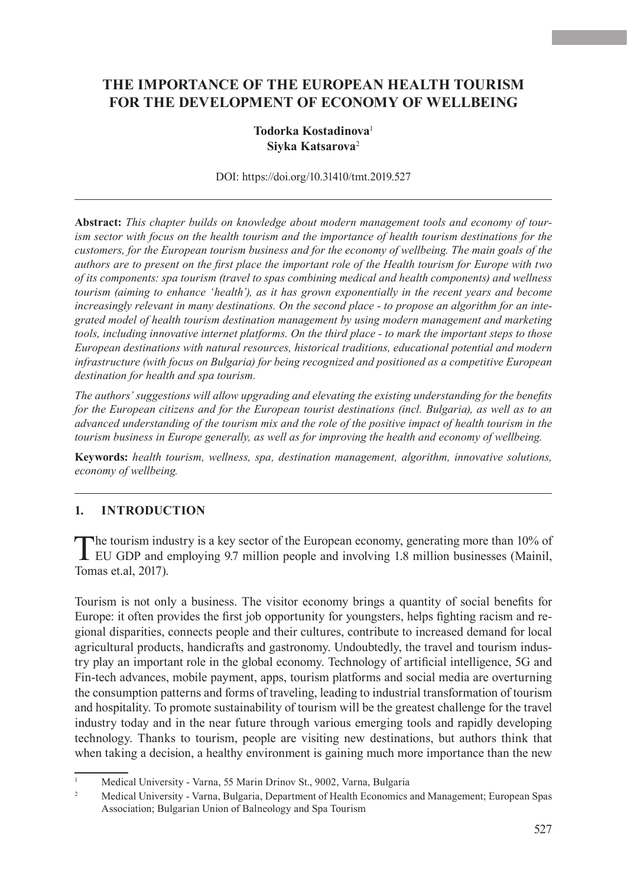# THE IMPORTANCE OF THE EUROPEAN HEALTH TOURISM FOR THE DEVELOPMENT OF ECONOMY OF WELLBEING

**Todorka Kostadinova**[1]
**Siyka Katsarova**[2]

DOI: https://doi.org/10.31410/tmt.2019.527

---

**Abstract:** *This chapter builds on knowledge about modern management tools and economy of tourism sector with focus on the health tourism and the importance of health tourism destinations for the customers, for the European tourism business and for the economy of wellbeing. The main goals of the authors are to present on the first place the important role of the Health tourism for Europe with two of its components: spa tourism (travel to spas combining medical and health components) and wellness tourism (aiming to enhance 'health'), as it has grown exponentially in the recent years and become increasingly relevant in many destinations. On the second place - to propose an algorithm for an integrated model of health tourism destination management by using modern management and marketing tools, including innovative internet platforms. On the third place - to mark the important steps to those European destinations with natural resources, historical traditions, educational potential and modern infrastructure (with focus on Bulgaria) for being recognized and positioned as a competitive European destination for health and spa tourism.*

*The authors' suggestions will allow upgrading and elevating the existing understanding for the benefits for the European citizens and for the European tourist destinations (incl. Bulgaria), as well as to an advanced understanding of the tourism mix and the role of the positive impact of health tourism in the tourism business in Europe generally, as well as for improving the health and economy of wellbeing.*

**Keywords:** *health tourism, wellness, spa, destination management, algorithm, innovative solutions, economy of wellbeing.*

---

## 1. INTRODUCTION

The tourism industry is a key sector of the European economy, generating more than 10% of EU GDP and employing 9.7 million people and involving 1.8 million businesses (Mainil, Tomas et.al, 2017).

Tourism is not only a business. The visitor economy brings a quantity of social benefits for Europe: it often provides the first job opportunity for youngsters, helps fighting racism and regional disparities, connects people and their cultures, contribute to increased demand for local agricultural products, handicrafts and gastronomy. Undoubtedly, the travel and tourism industry play an important role in the global economy. Technology of artificial intelligence, 5G and Fin-tech advances, mobile payment, apps, tourism platforms and social media are overturning the consumption patterns and forms of traveling, leading to industrial transformation of tourism and hospitality. To promote sustainability of tourism will be the greatest challenge for the travel industry today and in the near future through various emerging tools and rapidly developing technology. Thanks to tourism, people are visiting new destinations, but authors think that when taking a decision, a healthy environment is gaining much more importance than the new

---

[1] Medical University - Varna, 55 Marin Drinov St., 9002, Varna, Bulgaria

[2] Medical University - Varna, Bulgaria, Department of Health Economics and Management; European Spas Association; Bulgarian Union of Balneology and Spa Tourism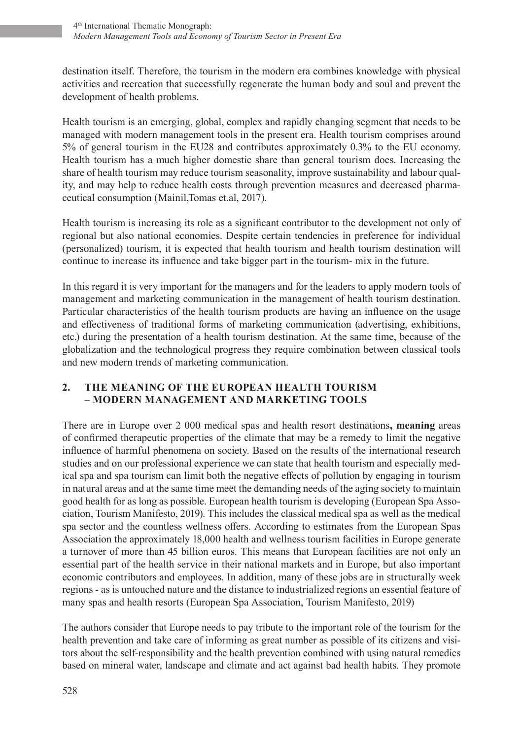destination itself. Therefore, the tourism in the modern era combines knowledge with physical activities and recreation that successfully regenerate the human body and soul and prevent the development of health problems.

Health tourism is an emerging, global, complex and rapidly changing segment that needs to be managed with modern management tools in the present era. Health tourism comprises around 5% of general tourism in the EU28 and contributes approximately 0.3% to the EU economy. Health tourism has a much higher domestic share than general tourism does. Increasing the share of health tourism may reduce tourism seasonality, improve sustainability and labour quality, and may help to reduce health costs through prevention measures and decreased pharmaceutical consumption (Mainil,Tomas et.al, 2017).

Health tourism is increasing its role as a significant contributor to the development not only of regional but also national economies. Despite certain tendencies in preference for individual (personalized) tourism, it is expected that health tourism and health tourism destination will continue to increase its influence and take bigger part in the tourism- mix in the future.

In this regard it is very important for the managers and for the leaders to apply modern tools of management and marketing communication in the management of health tourism destination. Particular characteristics of the health tourism products are having an influence on the usage and effectiveness of traditional forms of marketing communication (advertising, exhibitions, etc.) during the presentation of a health tourism destination. At the same time, because of the globalization and the technological progress they require combination between classical tools and new modern trends of marketing communication.

## 2. THE MEANING OF THE EUROPEAN HEALTH TOURISM – MODERN MANAGEMENT AND MARKETING TOOLS

There are in Europe over 2 000 medical spas and health resort destinations**, meaning** areas of confirmed therapeutic properties of the climate that may be a remedy to limit the negative influence of harmful phenomena on society. Based on the results of the international research studies and on our professional experience we can state that health tourism and especially medical spa and spa tourism can limit both the negative effects of pollution by engaging in tourism in natural areas and at the same time meet the demanding needs of the aging society to maintain good health for as long as possible. European health tourism is developing (European Spa Association, Tourism Manifesto, 2019). This includes the classical medical spa as well as the medical spa sector and the countless wellness offers. According to estimates from the European Spas Association the approximately 18,000 health and wellness tourism facilities in Europe generate a turnover of more than 45 billion euros. This means that European facilities are not only an essential part of the health service in their national markets and in Europe, but also important economic contributors and employees. In addition, many of these jobs are in structurally week regions - as is untouched nature and the distance to industrialized regions an essential feature of many spas and health resorts (European Spa Association, Tourism Manifesto, 2019)

The authors consider that Europe needs to pay tribute to the important role of the tourism for the health prevention and take care of informing as great number as possible of its citizens and visitors about the self-responsibility and the health prevention combined with using natural remedies based on mineral water, landscape and climate and act against bad health habits. They promote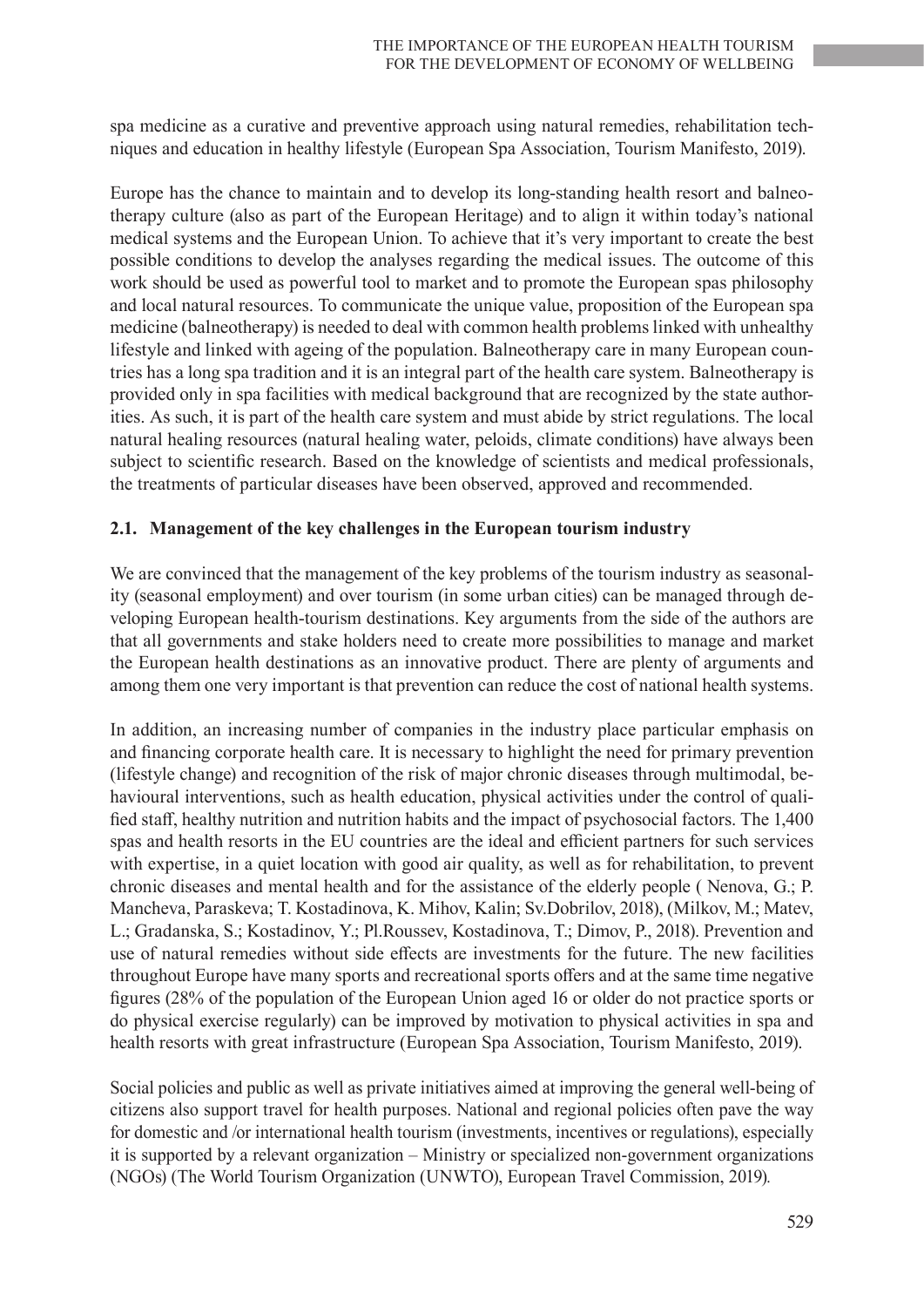spa medicine as a curative and preventive approach using natural remedies, rehabilitation techniques and education in healthy lifestyle (European Spa Association, Tourism Manifesto, 2019).

Europe has the chance to maintain and to develop its long-standing health resort and balneotherapy culture (also as part of the European Heritage) and to align it within today's national medical systems and the European Union. To achieve that it's very important to create the best possible conditions to develop the analyses regarding the medical issues. The outcome of this work should be used as powerful tool to market and to promote the European spas philosophy and local natural resources. To communicate the unique value, proposition of the European spa medicine (balneotherapy) is needed to deal with common health problems linked with unhealthy lifestyle and linked with ageing of the population. Balneotherapy care in many European countries has a long spa tradition and it is an integral part of the health care system. Balneotherapy is provided only in spa facilities with medical background that are recognized by the state authorities. As such, it is part of the health care system and must abide by strict regulations. The local natural healing resources (natural healing water, peloids, climate conditions) have always been subject to scientific research. Based on the knowledge of scientists and medical professionals, the treatments of particular diseases have been observed, approved and recommended.

### 2.1. Management of the key challenges in the European tourism industry

We are convinced that the management of the key problems of the tourism industry as seasonality (seasonal employment) and over tourism (in some urban cities) can be managed through developing European health-tourism destinations. Key arguments from the side of the authors are that all governments and stake holders need to create more possibilities to manage and market the European health destinations as an innovative product. There are plenty of arguments and among them one very important is that prevention can reduce the cost of national health systems.

In addition, an increasing number of companies in the industry place particular emphasis on and financing corporate health care. It is necessary to highlight the need for primary prevention (lifestyle change) and recognition of the risk of major chronic diseases through multimodal, behavioural interventions, such as health education, physical activities under the control of qualified staff, healthy nutrition and nutrition habits and the impact of psychosocial factors. The 1,400 spas and health resorts in the EU countries are the ideal and efficient partners for such services with expertise, in a quiet location with good air quality, as well as for rehabilitation, to prevent chronic diseases and mental health and for the assistance of the elderly people ( Nenova, G.; P. Mancheva, Paraskeva; T. Kostadinova, K. Mihov, Kalin; Sv.Dobrilov, 2018), (Milkov, M.; Matev, L.; Gradanska, S.; Kostadinov, Y.; Pl.Roussev, Kostadinova, T.; Dimov, P., 2018). Prevention and use of natural remedies without side effects are investments for the future. The new facilities throughout Europe have many sports and recreational sports offers and at the same time negative figures (28% of the population of the European Union aged 16 or older do not practice sports or do physical exercise regularly) can be improved by motivation to physical activities in spa and health resorts with great infrastructure (European Spa Association, Tourism Manifesto, 2019).

Social policies and public as well as private initiatives aimed at improving the general well-being of citizens also support travel for health purposes. National and regional policies often pave the way for domestic and /or international health tourism (investments, incentives or regulations), especially it is supported by a relevant organization – Ministry or specialized non-government organizations (NGOs) (The World Tourism Organization (UNWTO), European Travel Commission, 2019).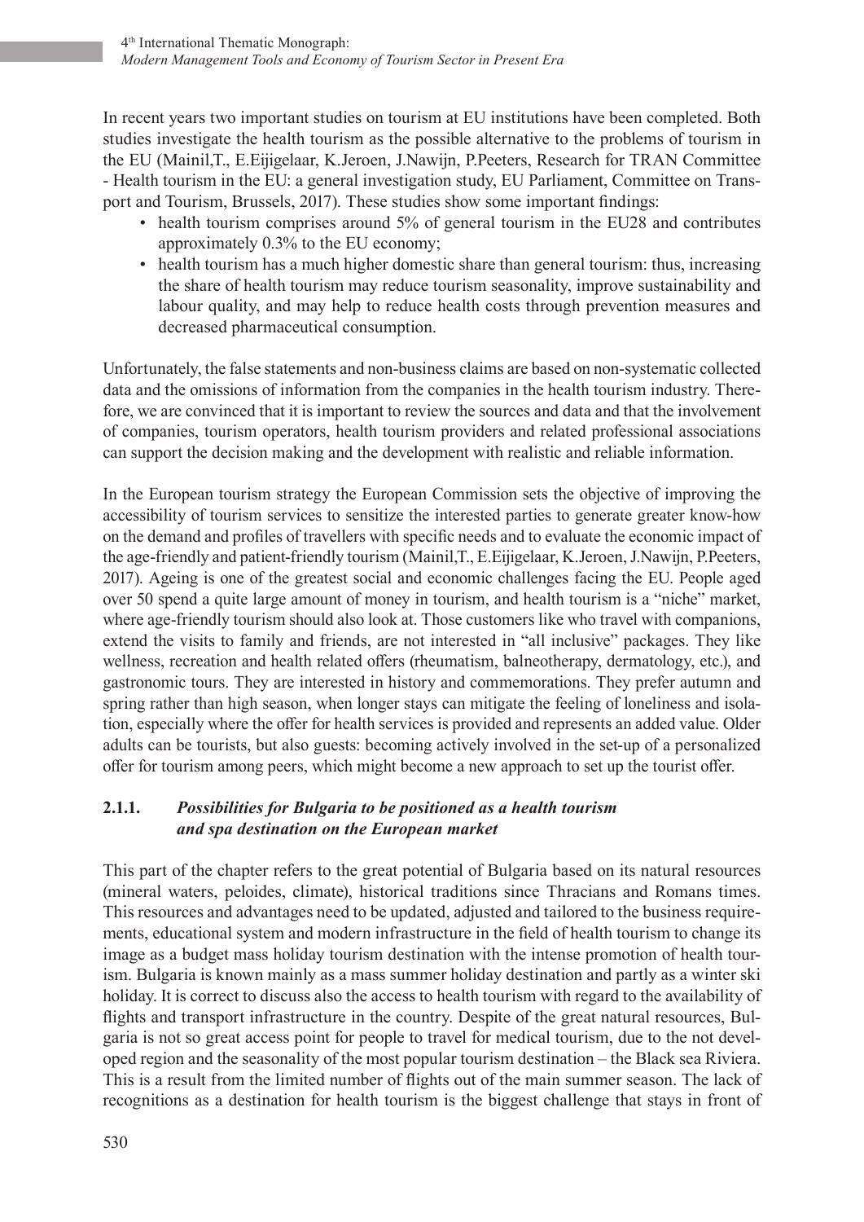In recent years two important studies on tourism at EU institutions have been completed. Both studies investigate the health tourism as the possible alternative to the problems of tourism in the EU (Mainil,T., E.Eijigelaar, K.Jeroen, J.Nawijn, P.Peeters, Research for TRAN Committee - Health tourism in the EU: a general investigation study, EU Parliament, Committee on Transport and Tourism, Brussels, 2017). These studies show some important findings:

- health tourism comprises around 5% of general tourism in the EU28 and contributes approximately 0.3% to the EU economy;
- health tourism has a much higher domestic share than general tourism: thus, increasing the share of health tourism may reduce tourism seasonality, improve sustainability and labour quality, and may help to reduce health costs through prevention measures and decreased pharmaceutical consumption.

Unfortunately, the false statements and non-business claims are based on non-systematic collected data and the omissions of information from the companies in the health tourism industry. Therefore, we are convinced that it is important to review the sources and data and that the involvement of companies, tourism operators, health tourism providers and related professional associations can support the decision making and the development with realistic and reliable information.

In the European tourism strategy the European Commission sets the objective of improving the accessibility of tourism services to sensitize the interested parties to generate greater know-how on the demand and profiles of travellers with specific needs and to evaluate the economic impact of the age-friendly and patient-friendly tourism (Mainil,T., E.Eijigelaar, K.Jeroen, J.Nawijn, P.Peeters, 2017). Ageing is one of the greatest social and economic challenges facing the EU. People aged over 50 spend a quite large amount of money in tourism, and health tourism is a "niche" market, where age-friendly tourism should also look at. Those customers like who travel with companions, extend the visits to family and friends, are not interested in "all inclusive" packages. They like wellness, recreation and health related offers (rheumatism, balneotherapy, dermatology, etc.), and gastronomic tours. They are interested in history and commemorations. They prefer autumn and spring rather than high season, when longer stays can mitigate the feeling of loneliness and isolation, especially where the offer for health services is provided and represents an added value. Older adults can be tourists, but also guests: becoming actively involved in the set-up of a personalized offer for tourism among peers, which might become a new approach to set up the tourist offer.

### 2.1.1. *Possibilities for Bulgaria to be positioned as a health tourism and spa destination on the European market*

This part of the chapter refers to the great potential of Bulgaria based on its natural resources (mineral waters, peloides, climate), historical traditions since Thracians and Romans times. This resources and advantages need to be updated, adjusted and tailored to the business requirements, educational system and modern infrastructure in the field of health tourism to change its image as a budget mass holiday tourism destination with the intense promotion of health tourism. Bulgaria is known mainly as a mass summer holiday destination and partly as a winter ski holiday. It is correct to discuss also the access to health tourism with regard to the availability of flights and transport infrastructure in the country. Despite of the great natural resources, Bulgaria is not so great access point for people to travel for medical tourism, due to the not developed region and the seasonality of the most popular tourism destination – the Black sea Riviera. This is a result from the limited number of flights out of the main summer season. The lack of recognitions as a destination for health tourism is the biggest challenge that stays in front of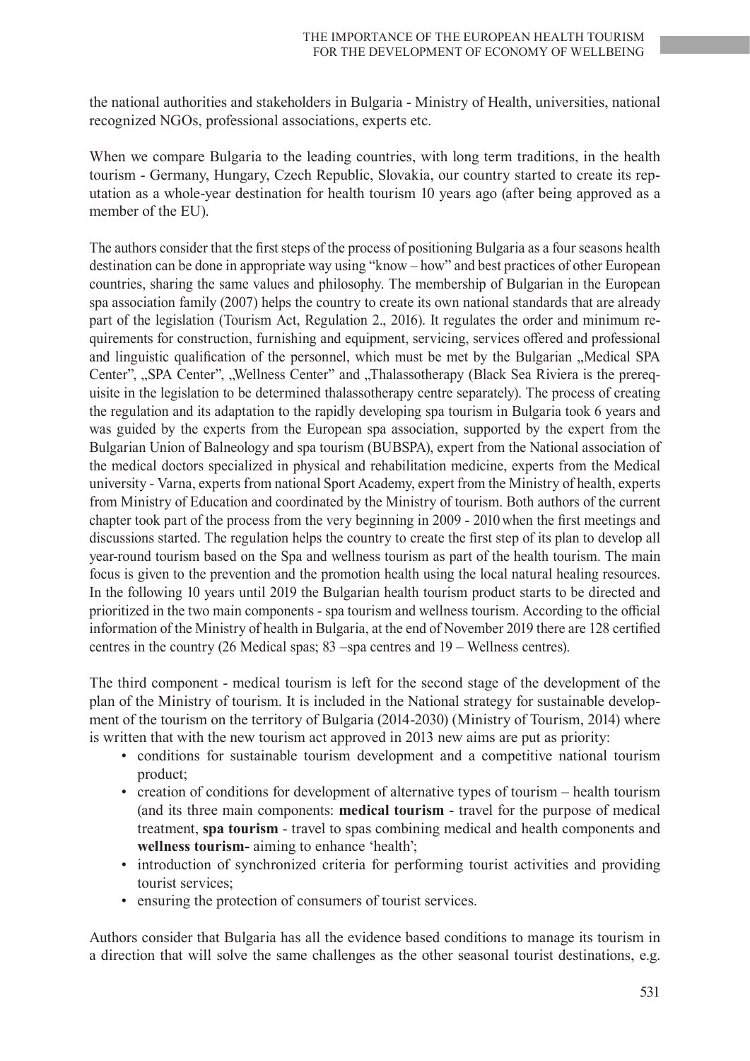the national authorities and stakeholders in Bulgaria - Ministry of Health, universities, national recognized NGOs, professional associations, experts etc.

When we compare Bulgaria to the leading countries, with long term traditions, in the health tourism - Germany, Hungary, Czech Republic, Slovakia, our country started to create its reputation as a whole-year destination for health tourism 10 years ago (after being approved as a member of the EU).

The authors consider that the first steps of the process of positioning Bulgaria as a four seasons health destination can be done in appropriate way using "know – how" and best practices of other European countries, sharing the same values and philosophy. The membership of Bulgarian in the European spa association family (2007) helps the country to create its own national standards that are already part of the legislation (Tourism Act, Regulation 2., 2016). It regulates the order and minimum requirements for construction, furnishing and equipment, servicing, services offered and professional and linguistic qualification of the personnel, which must be met by the Bulgarian „Medical SPA Center", „SPA Center", „Wellness Center" and „Thalassotherapy (Black Sea Riviera is the prerequisite in the legislation to be determined thalassotherapy centre separately). The process of creating the regulation and its adaptation to the rapidly developing spa tourism in Bulgaria took 6 years and was guided by the experts from the European spa association, supported by the expert from the Bulgarian Union of Balneology and spa tourism (BUBSPA), expert from the National association of the medical doctors specialized in physical and rehabilitation medicine, experts from the Medical university - Varna, experts from national Sport Academy, expert from the Ministry of health, experts from Ministry of Education and coordinated by the Ministry of tourism. Both authors of the current chapter took part of the process from the very beginning in 2009 - 2010 when the first meetings and discussions started. The regulation helps the country to create the first step of its plan to develop all year-round tourism based on the Spa and wellness tourism as part of the health tourism. The main focus is given to the prevention and the promotion health using the local natural healing resources. In the following 10 years until 2019 the Bulgarian health tourism product starts to be directed and prioritized in the two main components - spa tourism and wellness tourism. According to the official information of the Ministry of health in Bulgaria, at the end of November 2019 there are 128 certified centres in the country (26 Medical spas; 83 –spa centres and 19 – Wellness centres).

The third component - medical tourism is left for the second stage of the development of the plan of the Ministry of tourism. It is included in the National strategy for sustainable development of the tourism on the territory of Bulgaria (2014-2030) (Ministry of Tourism, 2014) where is written that with the new tourism act approved in 2013 new aims are put as priority:

- conditions for sustainable tourism development and a competitive national tourism product;
- creation of conditions for development of alternative types of tourism – health tourism (and its three main components: **medical tourism** - travel for the purpose of medical treatment, **spa tourism** - travel to spas combining medical and health components and **wellness tourism-** aiming to enhance 'health';
- introduction of synchronized criteria for performing tourist activities and providing tourist services;
- ensuring the protection of consumers of tourist services.

Authors consider that Bulgaria has all the evidence based conditions to manage its tourism in a direction that will solve the same challenges as the other seasonal tourist destinations, e.g.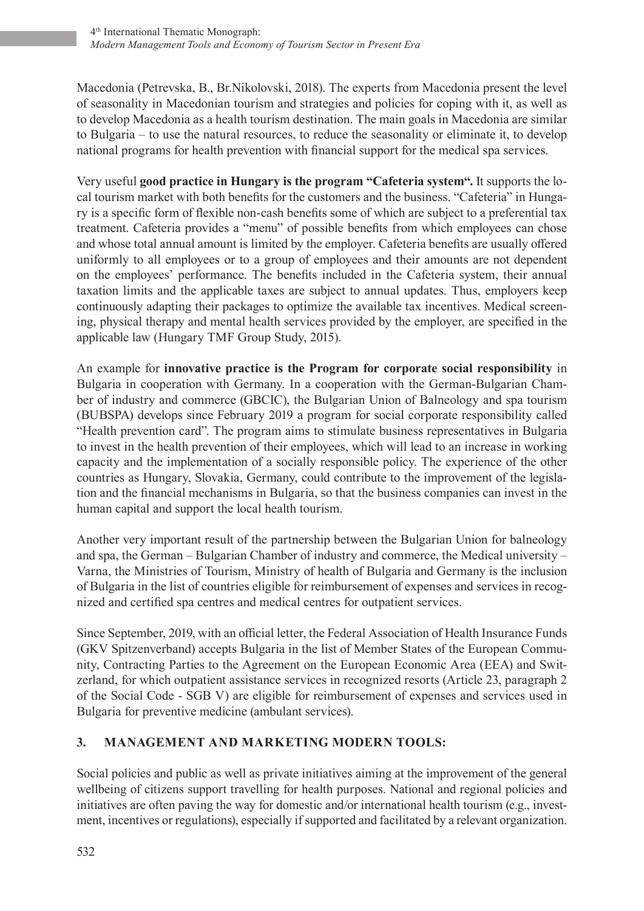Macedonia (Petrevska, B., Br.Nikolovski, 2018). The experts from Macedonia present the level of seasonality in Macedonian tourism and strategies and policies for coping with it, as well as to develop Macedonia as a health tourism destination. The main goals in Macedonia are similar to Bulgaria – to use the natural resources, to reduce the seasonality or eliminate it, to develop national programs for health prevention with financial support for the medical spa services.

Very useful **good practice in Hungary is the program "Cafeteria system".** It supports the local tourism market with both benefits for the customers and the business. "Cafeteria" in Hungary is a specific form of flexible non-cash benefits some of which are subject to a preferential tax treatment. Cafeteria provides a "menu" of possible benefits from which employees can chose and whose total annual amount is limited by the employer. Cafeteria benefits are usually offered uniformly to all employees or to a group of employees and their amounts are not dependent on the employees' performance. The benefits included in the Cafeteria system, their annual taxation limits and the applicable taxes are subject to annual updates. Thus, employers keep continuously adapting their packages to optimize the available tax incentives. Medical screening, physical therapy and mental health services provided by the employer, are specified in the applicable law (Hungary TMF Group Study, 2015).

An example for **innovative practice is the Program for corporate social responsibility** in Bulgaria in cooperation with Germany. In a cooperation with the German-Bulgarian Chamber of industry and commerce (GBCIC), the Bulgarian Union of Balneology and spa tourism (BUBSPA) develops since February 2019 a program for social corporate responsibility called "Health prevention card". The program aims to stimulate business representatives in Bulgaria to invest in the health prevention of their employees, which will lead to an increase in working capacity and the implementation of a socially responsible policy. The experience of the other countries as Hungary, Slovakia, Germany, could contribute to the improvement of the legislation and the financial mechanisms in Bulgaria, so that the business companies can invest in the human capital and support the local health tourism.

Another very important result of the partnership between the Bulgarian Union for balneology and spa, the German – Bulgarian Chamber of industry and commerce, the Medical university – Varna, the Ministries of Tourism, Ministry of health of Bulgaria and Germany is the inclusion of Bulgaria in the list of countries eligible for reimbursement of expenses and services in recognized and certified spa centres and medical centres for outpatient services.

Since September, 2019, with an official letter, the Federal Association of Health Insurance Funds (GKV Spitzenverband) accepts Bulgaria in the list of Member States of the European Community, Contracting Parties to the Agreement on the European Economic Area (EEA) and Switzerland, for which outpatient assistance services in recognized resorts (Article 23, paragraph 2 of the Social Code - SGB V) are eligible for reimbursement of expenses and services used in Bulgaria for preventive medicine (ambulant services).

## 3. MANAGEMENT AND MARKETING MODERN TOOLS:

Social policies and public as well as private initiatives aiming at the improvement of the general wellbeing of citizens support travelling for health purposes. National and regional policies and initiatives are often paving the way for domestic and/or international health tourism (e.g., investment, incentives or regulations), especially if supported and facilitated by a relevant organization.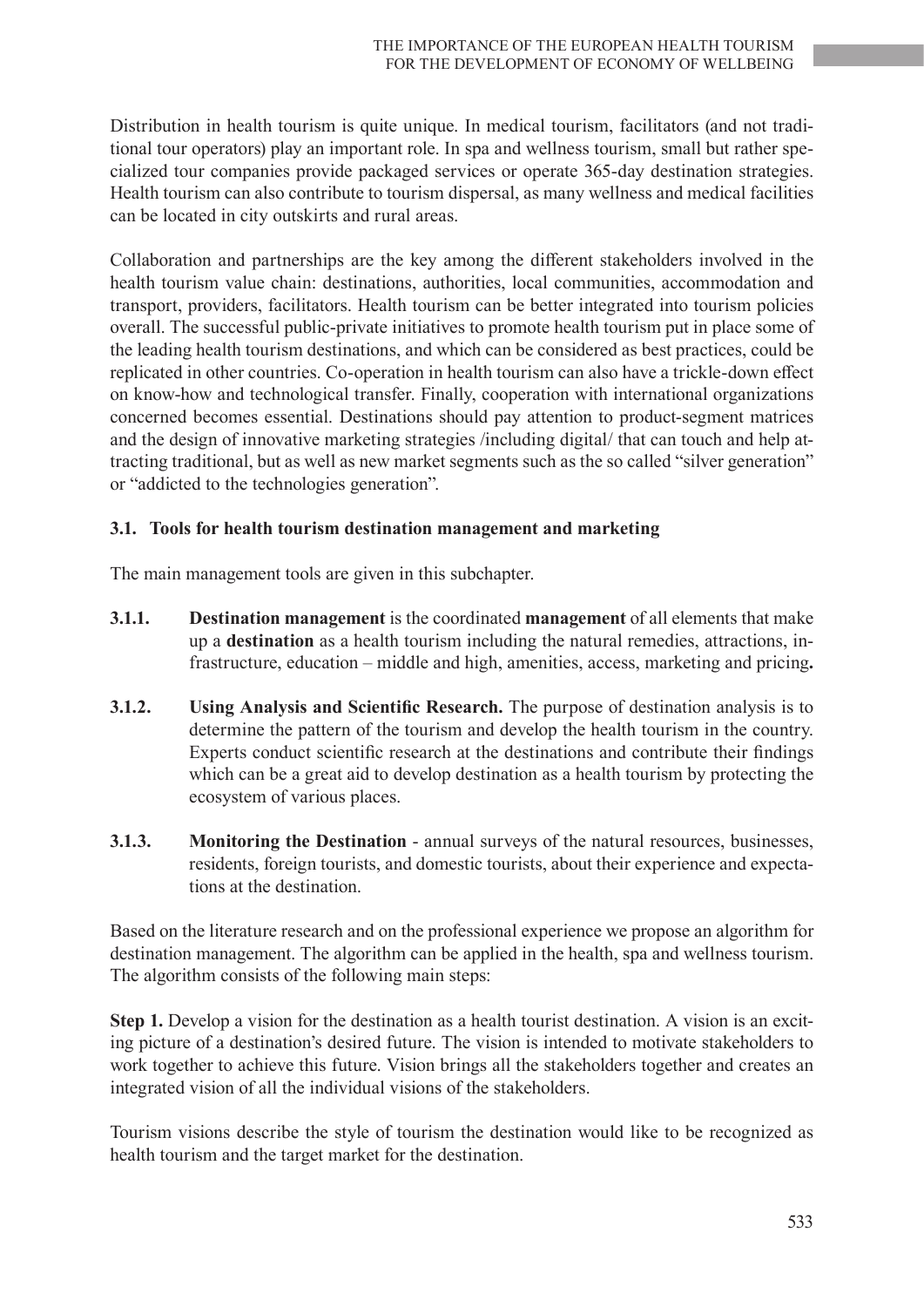Distribution in health tourism is quite unique. In medical tourism, facilitators (and not traditional tour operators) play an important role. In spa and wellness tourism, small but rather specialized tour companies provide packaged services or operate 365-day destination strategies. Health tourism can also contribute to tourism dispersal, as many wellness and medical facilities can be located in city outskirts and rural areas.

Collaboration and partnerships are the key among the different stakeholders involved in the health tourism value chain: destinations, authorities, local communities, accommodation and transport, providers, facilitators. Health tourism can be better integrated into tourism policies overall. The successful public-private initiatives to promote health tourism put in place some of the leading health tourism destinations, and which can be considered as best practices, could be replicated in other countries. Co-operation in health tourism can also have a trickle-down effect on know-how and technological transfer. Finally, cooperation with international organizations concerned becomes essential. Destinations should pay attention to product-segment matrices and the design of innovative marketing strategies /including digital/ that can touch and help attracting traditional, but as well as new market segments such as the so called "silver generation" or "addicted to the technologies generation".

### 3.1. Tools for health tourism destination management and marketing

The main management tools are given in this subchapter.

**3.1.1.** **Destination management** is the coordinated **management** of all elements that make up a **destination** as a health tourism including the natural remedies, attractions, infrastructure, education – middle and high, amenities, access, marketing and pricing**.**

**3.1.2.** **Using Analysis and Scientific Research.** The purpose of destination analysis is to determine the pattern of the tourism and develop the health tourism in the country. Experts conduct scientific research at the destinations and contribute their findings which can be a great aid to develop destination as a health tourism by protecting the ecosystem of various places.

**3.1.3.** **Monitoring the Destination** - annual surveys of the natural resources, businesses, residents, foreign tourists, and domestic tourists, about their experience and expectations at the destination.

Based on the literature research and on the professional experience we propose an algorithm for destination management. The algorithm can be applied in the health, spa and wellness tourism. The algorithm consists of the following main steps:

**Step 1.** Develop a vision for the destination as a health tourist destination. A vision is an exciting picture of a destination's desired future. The vision is intended to motivate stakeholders to work together to achieve this future. Vision brings all the stakeholders together and creates an integrated vision of all the individual visions of the stakeholders.

Tourism visions describe the style of tourism the destination would like to be recognized as health tourism and the target market for the destination.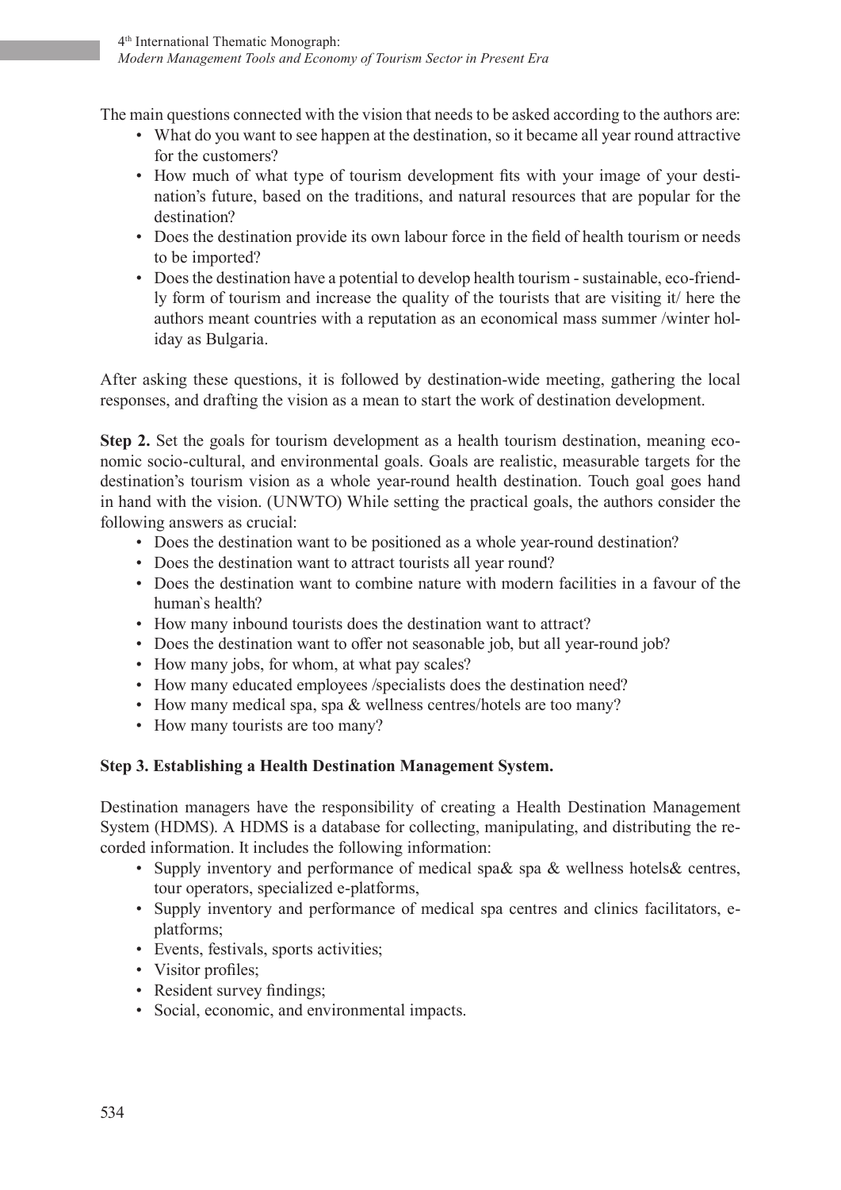The main questions connected with the vision that needs to be asked according to the authors are:

- What do you want to see happen at the destination, so it became all year round attractive for the customers?
- How much of what type of tourism development fits with your image of your destination's future, based on the traditions, and natural resources that are popular for the destination?
- Does the destination provide its own labour force in the field of health tourism or needs to be imported?
- Does the destination have a potential to develop health tourism - sustainable, eco-friendly form of tourism and increase the quality of the tourists that are visiting it/ here the authors meant countries with a reputation as an economical mass summer /winter holiday as Bulgaria.

After asking these questions, it is followed by destination-wide meeting, gathering the local responses, and drafting the vision as a mean to start the work of destination development.

**Step 2.** Set the goals for tourism development as a health tourism destination, meaning economic socio-cultural, and environmental goals. Goals are realistic, measurable targets for the destination's tourism vision as a whole year-round health destination. Touch goal goes hand in hand with the vision. (UNWTO) While setting the practical goals, the authors consider the following answers as crucial:

- Does the destination want to be positioned as a whole year-round destination?
- Does the destination want to attract tourists all year round?
- Does the destination want to combine nature with modern facilities in a favour of the human`s health?
- How many inbound tourists does the destination want to attract?
- Does the destination want to offer not seasonable job, but all year-round job?
- How many jobs, for whom, at what pay scales?
- How many educated employees /specialists does the destination need?
- How many medical spa, spa & wellness centres/hotels are too many?
- How many tourists are too many?

**Step 3. Establishing a Health Destination Management System.**

Destination managers have the responsibility of creating a Health Destination Management System (HDMS). A HDMS is a database for collecting, manipulating, and distributing the recorded information. It includes the following information:

- Supply inventory and performance of medical spa& spa & wellness hotels& centres, tour operators, specialized e-platforms,
- Supply inventory and performance of medical spa centres and clinics facilitators, e-platforms;
- Events, festivals, sports activities;
- Visitor profiles;
- Resident survey findings;
- Social, economic, and environmental impacts.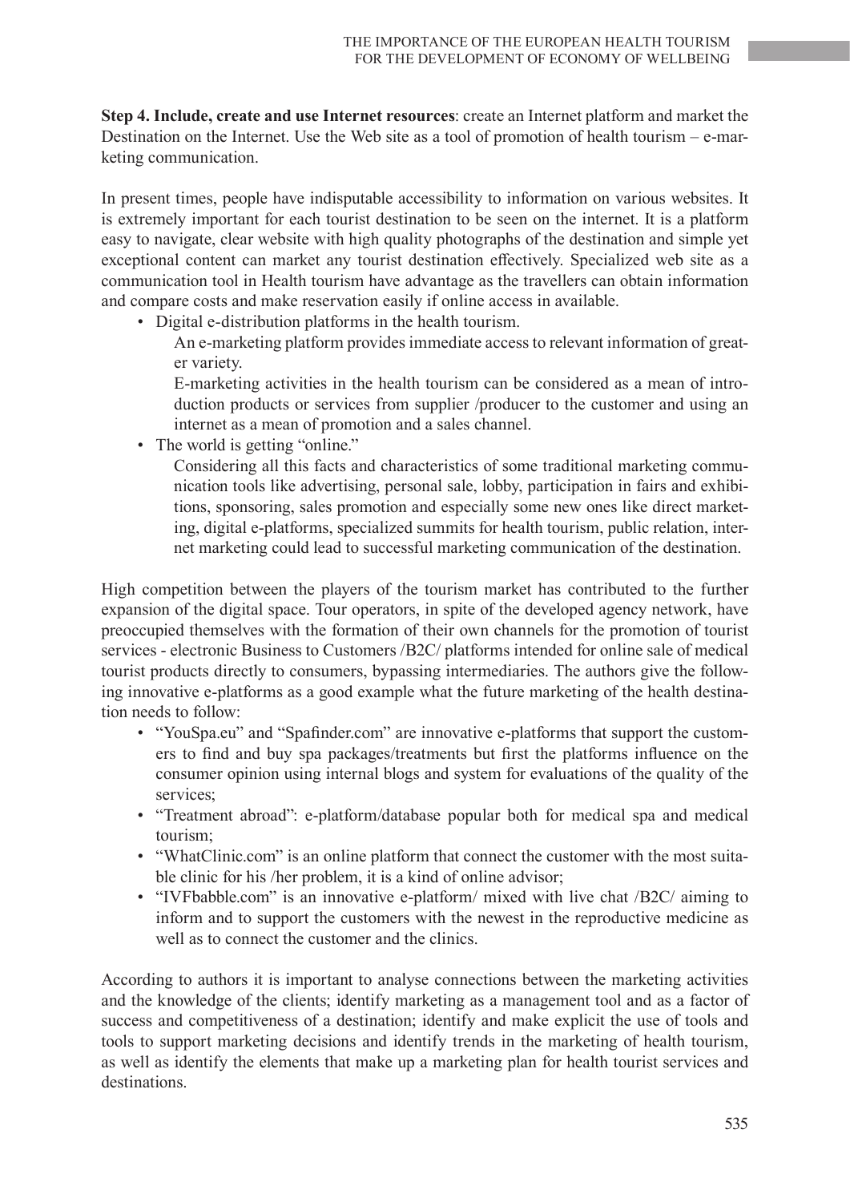**Step 4. Include, create and use Internet resources**: create an Internet platform and market the Destination on the Internet. Use the Web site as a tool of promotion of health tourism – e-marketing communication.

In present times, people have indisputable accessibility to information on various websites. It is extremely important for each tourist destination to be seen on the internet. It is a platform easy to navigate, clear website with high quality photographs of the destination and simple yet exceptional content can market any tourist destination effectively. Specialized web site as a communication tool in Health tourism have advantage as the travellers can obtain information and compare costs and make reservation easily if online access in available.

- Digital e-distribution platforms in the health tourism.

  An e-marketing platform provides immediate access to relevant information of greater variety.

  E-marketing activities in the health tourism can be considered as a mean of introduction products or services from supplier /producer to the customer and using an internet as a mean of promotion and a sales channel.

- The world is getting "online."

  Considering all this facts and characteristics of some traditional marketing communication tools like advertising, personal sale, lobby, participation in fairs and exhibitions, sponsoring, sales promotion and especially some new ones like direct marketing, digital e-platforms, specialized summits for health tourism, public relation, internet marketing could lead to successful marketing communication of the destination.

High competition between the players of the tourism market has contributed to the further expansion of the digital space. Tour operators, in spite of the developed agency network, have preoccupied themselves with the formation of their own channels for the promotion of tourist services - electronic Business to Customers /B2C/ platforms intended for online sale of medical tourist products directly to consumers, bypassing intermediaries. The authors give the following innovative e-platforms as a good example what the future marketing of the health destination needs to follow:

- "YouSpa.eu" and "Spafinder.com" are innovative e-platforms that support the customers to find and buy spa packages/treatments but first the platforms influence on the consumer opinion using internal blogs and system for evaluations of the quality of the services;
- "Treatment abroad": e-platform/database popular both for medical spa and medical tourism;
- "WhatClinic.com" is an online platform that connect the customer with the most suitable clinic for his /her problem, it is a kind of online advisor;
- "IVFbabble.com" is an innovative e-platform/ mixed with live chat /B2C/ aiming to inform and to support the customers with the newest in the reproductive medicine as well as to connect the customer and the clinics.

According to authors it is important to analyse connections between the marketing activities and the knowledge of the clients; identify marketing as a management tool and as a factor of success and competitiveness of a destination; identify and make explicit the use of tools and tools to support marketing decisions and identify trends in the marketing of health tourism, as well as identify the elements that make up a marketing plan for health tourist services and destinations.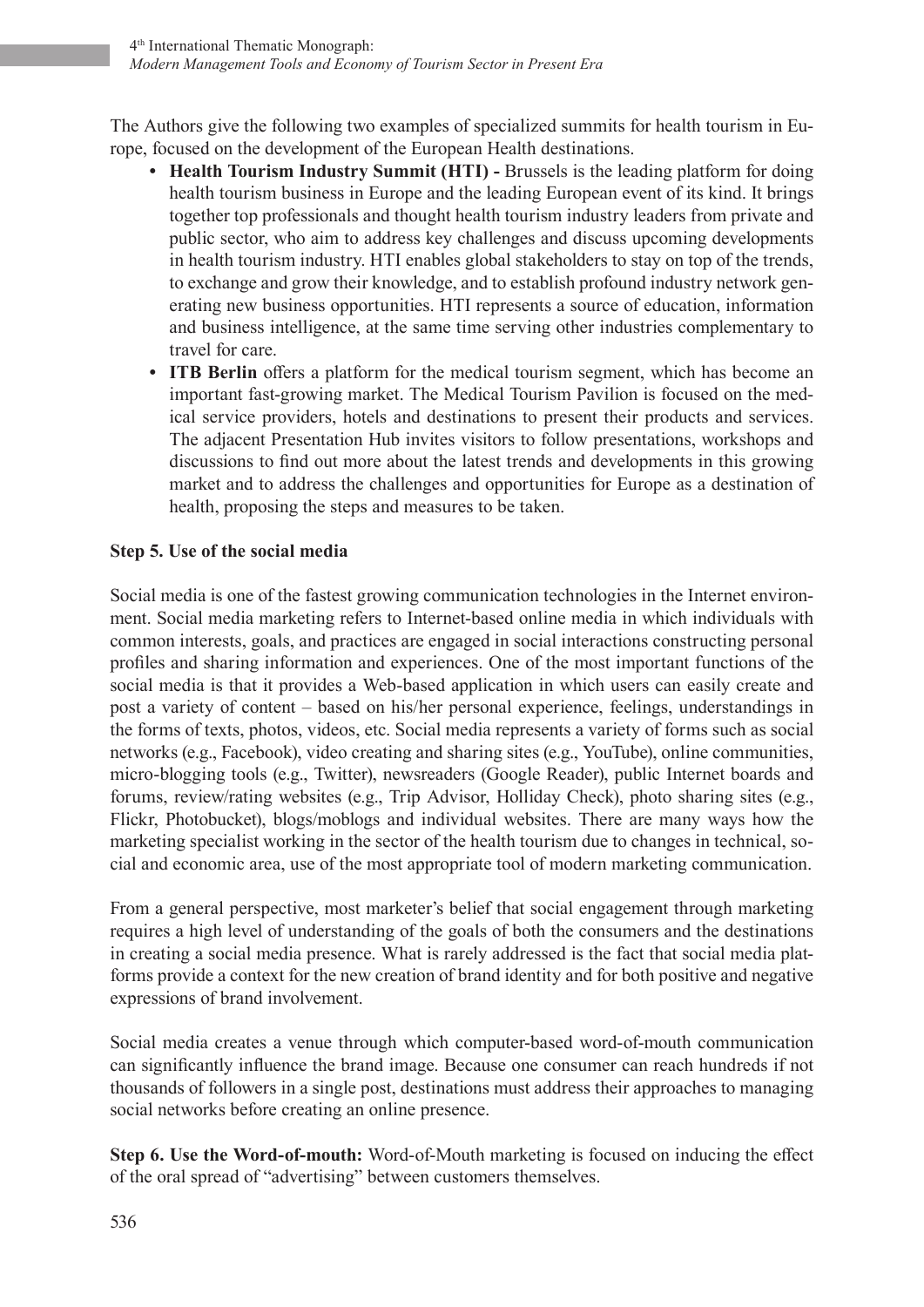The Authors give the following two examples of specialized summits for health tourism in Europe, focused on the development of the European Health destinations.

- **Health Tourism Industry Summit (HTI) -** Brussels is the leading platform for doing health tourism business in Europe and the leading European event of its kind. It brings together top professionals and thought health tourism industry leaders from private and public sector, who aim to address key challenges and discuss upcoming developments in health tourism industry. HTI enables global stakeholders to stay on top of the trends, to exchange and grow their knowledge, and to establish profound industry network generating new business opportunities. HTI represents a source of education, information and business intelligence, at the same time serving other industries complementary to travel for care.
- **ITB Berlin** offers a platform for the medical tourism segment, which has become an important fast-growing market. The Medical Tourism Pavilion is focused on the medical service providers, hotels and destinations to present their products and services. The adjacent Presentation Hub invites visitors to follow presentations, workshops and discussions to find out more about the latest trends and developments in this growing market and to address the challenges and opportunities for Europe as a destination of health, proposing the steps and measures to be taken.

**Step 5. Use of the social media**

Social media is one of the fastest growing communication technologies in the Internet environment. Social media marketing refers to Internet-based online media in which individuals with common interests, goals, and practices are engaged in social interactions constructing personal profiles and sharing information and experiences. One of the most important functions of the social media is that it provides a Web-based application in which users can easily create and post a variety of content – based on his/her personal experience, feelings, understandings in the forms of texts, photos, videos, etc. Social media represents a variety of forms such as social networks (e.g., Facebook), video creating and sharing sites (e.g., YouTube), online communities, micro-blogging tools (e.g., Twitter), newsreaders (Google Reader), public Internet boards and forums, review/rating websites (e.g., Trip Advisor, Holliday Check), photo sharing sites (e.g., Flickr, Photobucket), blogs/moblogs and individual websites. There are many ways how the marketing specialist working in the sector of the health tourism due to changes in technical, social and economic area, use of the most appropriate tool of modern marketing communication.

From a general perspective, most marketer's belief that social engagement through marketing requires a high level of understanding of the goals of both the consumers and the destinations in creating a social media presence. What is rarely addressed is the fact that social media platforms provide a context for the new creation of brand identity and for both positive and negative expressions of brand involvement.

Social media creates a venue through which computer-based word-of-mouth communication can significantly influence the brand image. Because one consumer can reach hundreds if not thousands of followers in a single post, destinations must address their approaches to managing social networks before creating an online presence.

**Step 6. Use the Word-of-mouth:** Word-of-Mouth marketing is focused on inducing the effect of the oral spread of "advertising" between customers themselves.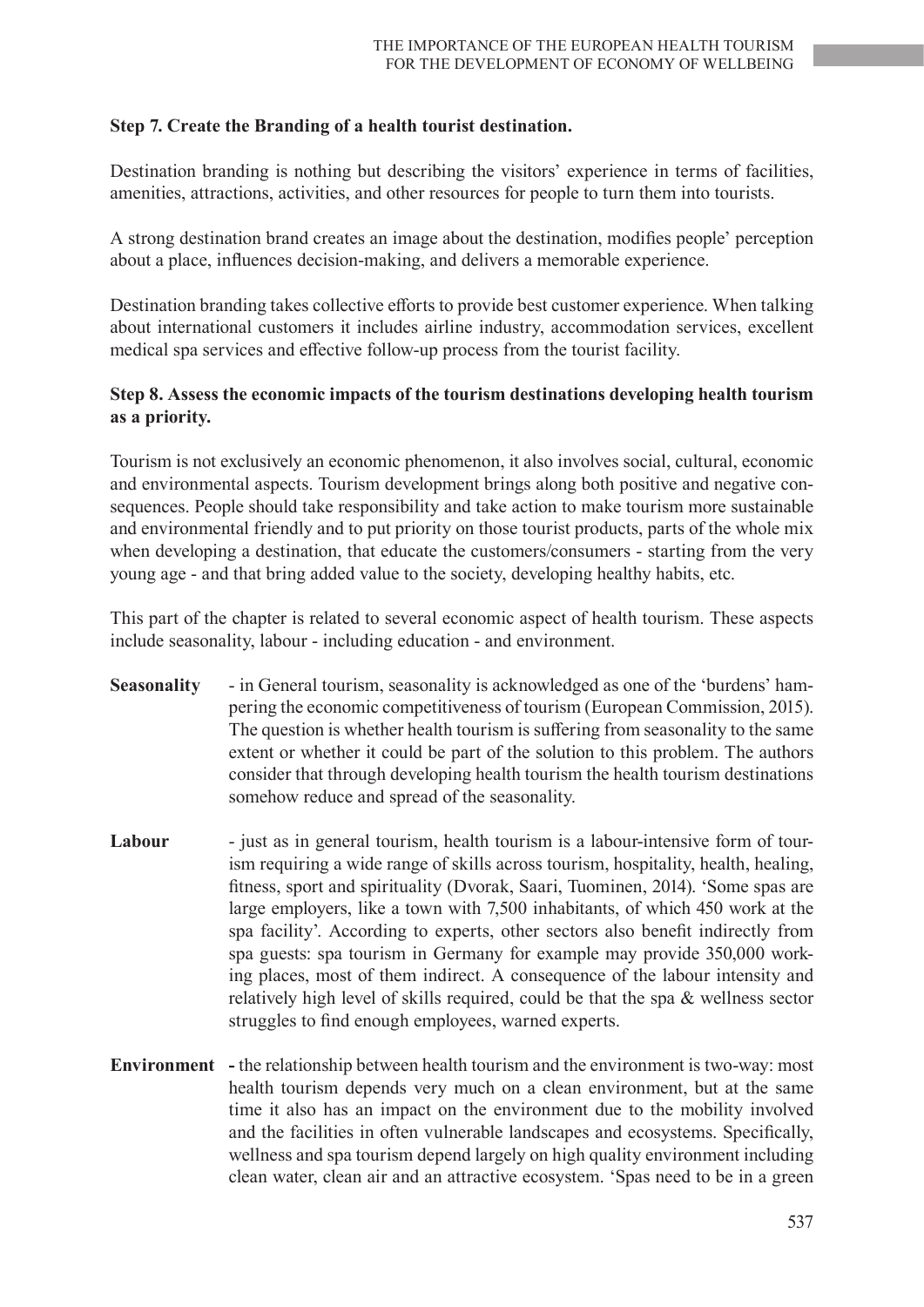**Step 7. Create the Branding of a health tourist destination.**

Destination branding is nothing but describing the visitors' experience in terms of facilities, amenities, attractions, activities, and other resources for people to turn them into tourists.

A strong destination brand creates an image about the destination, modifies people' perception about a place, influences decision-making, and delivers a memorable experience.

Destination branding takes collective efforts to provide best customer experience. When talking about international customers it includes airline industry, accommodation services, excellent medical spa services and effective follow-up process from the tourist facility.

**Step 8. Assess the economic impacts of the tourism destinations developing health tourism as a priority.**

Tourism is not exclusively an economic phenomenon, it also involves social, cultural, economic and environmental aspects. Tourism development brings along both positive and negative consequences. People should take responsibility and take action to make tourism more sustainable and environmental friendly and to put priority on those tourist products, parts of the whole mix when developing a destination, that educate the customers/consumers - starting from the very young age - and that bring added value to the society, developing healthy habits, etc.

This part of the chapter is related to several economic aspect of health tourism. These aspects include seasonality, labour - including education - and environment.

**Seasonality** - in General tourism, seasonality is acknowledged as one of the 'burdens' hampering the economic competitiveness of tourism (European Commission, 2015). The question is whether health tourism is suffering from seasonality to the same extent or whether it could be part of the solution to this problem. The authors consider that through developing health tourism the health tourism destinations somehow reduce and spread of the seasonality.

**Labour** - just as in general tourism, health tourism is a labour-intensive form of tourism requiring a wide range of skills across tourism, hospitality, health, healing, fitness, sport and spirituality (Dvorak, Saari, Tuominen, 2014). 'Some spas are large employers, like a town with 7,500 inhabitants, of which 450 work at the spa facility'. According to experts, other sectors also benefit indirectly from spa guests: spa tourism in Germany for example may provide 350,000 working places, most of them indirect. A consequence of the labour intensity and relatively high level of skills required, could be that the spa & wellness sector struggles to find enough employees, warned experts.

**Environment** - the relationship between health tourism and the environment is two-way: most health tourism depends very much on a clean environment, but at the same time it also has an impact on the environment due to the mobility involved and the facilities in often vulnerable landscapes and ecosystems. Specifically, wellness and spa tourism depend largely on high quality environment including clean water, clean air and an attractive ecosystem. 'Spas need to be in a green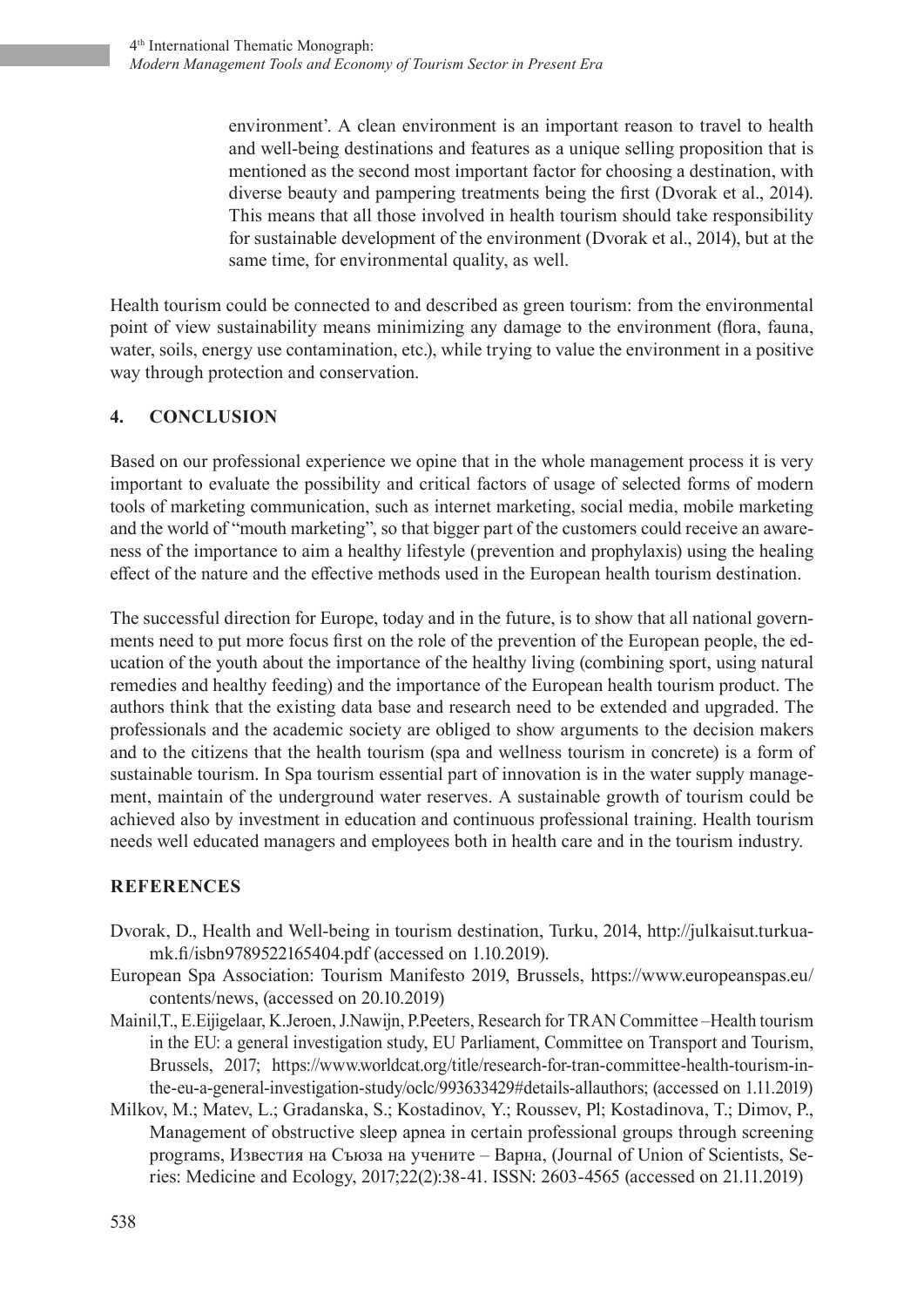> environment'. A clean environment is an important reason to travel to health and well-being destinations and features as a unique selling proposition that is mentioned as the second most important factor for choosing a destination, with diverse beauty and pampering treatments being the first (Dvorak et al., 2014). This means that all those involved in health tourism should take responsibility for sustainable development of the environment (Dvorak et al., 2014), but at the same time, for environmental quality, as well.

Health tourism could be connected to and described as green tourism: from the environmental point of view sustainability means minimizing any damage to the environment (flora, fauna, water, soils, energy use contamination, etc.), while trying to value the environment in a positive way through protection and conservation.

## 4. CONCLUSION

Based on our professional experience we opine that in the whole management process it is very important to evaluate the possibility and critical factors of usage of selected forms of modern tools of marketing communication, such as internet marketing, social media, mobile marketing and the world of "mouth marketing", so that bigger part of the customers could receive an awareness of the importance to aim a healthy lifestyle (prevention and prophylaxis) using the healing effect of the nature and the effective methods used in the European health tourism destination.

The successful direction for Europe, today and in the future, is to show that all national governments need to put more focus first on the role of the prevention of the European people, the education of the youth about the importance of the healthy living (combining sport, using natural remedies and healthy feeding) and the importance of the European health tourism product. The authors think that the existing data base and research need to be extended and upgraded. The professionals and the academic society are obliged to show arguments to the decision makers and to the citizens that the health tourism (spa and wellness tourism in concrete) is a form of sustainable tourism. In Spa tourism essential part of innovation is in the water supply management, maintain of the underground water reserves. A sustainable growth of tourism could be achieved also by investment in education and continuous professional training. Health tourism needs well educated managers and employees both in health care and in the tourism industry.

## REFERENCES

Dvorak, D., Health and Well-being in tourism destination, Turku, 2014, http://julkaisut.turkuamk.fi/isbn9789522165404.pdf (accessed on 1.10.2019).

European Spa Association: Tourism Manifesto 2019, Brussels, https://www.europeanspas.eu/contents/news, (accessed on 20.10.2019)

Mainil,T., E.Eijigelaar, K.Jeroen, J.Nawijn, P.Peeters, Research for TRAN Committee –Health tourism in the EU: a general investigation study, EU Parliament, Committee on Transport and Tourism, Brussels, 2017; https://www.worldcat.org/title/research-for-tran-committee-health-tourism-in-the-eu-a-general-investigation-study/oclc/993633429#details-allauthors; (accessed on 1.11.2019)

Milkov, M.; Matev, L.; Gradanska, S.; Kostadinov, Y.; Roussev, Pl; Kostadinova, T.; Dimov, P., Management of obstructive sleep apnea in certain professional groups through screening programs, Известия на Съюза на учените – Варна, (Journal of Union of Scientists, Series: Medicine and Ecology, 2017;22(2):38-41. ISSN: 2603-4565 (accessed on 21.11.2019)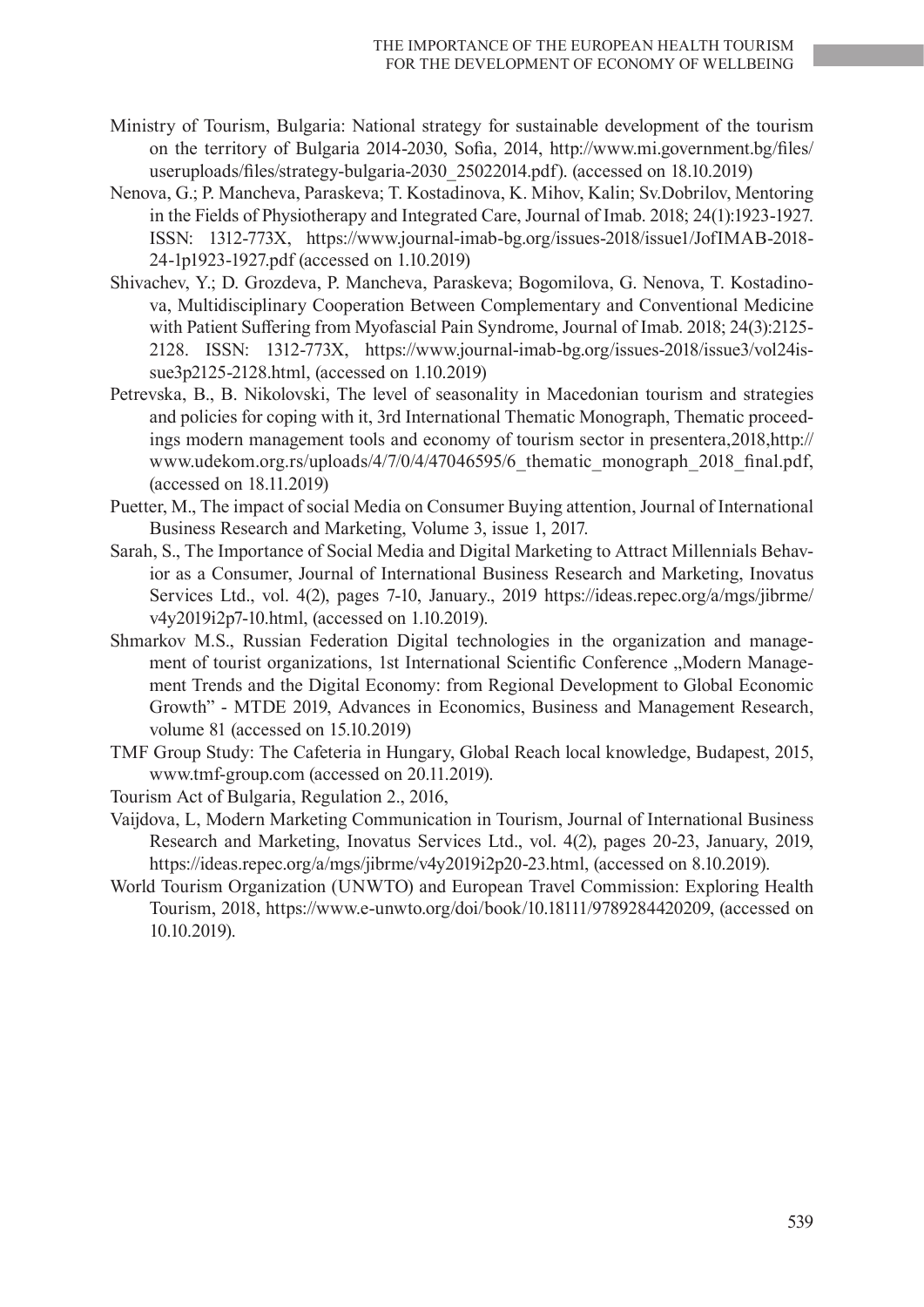Ministry of Tourism, Bulgaria: National strategy for sustainable development of the tourism on the territory of Bulgaria 2014-2030, Sofia, 2014, http://www.mi.government.bg/files/useruploads/files/strategy-bulgaria-2030_25022014.pdf). (accessed on 18.10.2019)

Nenova, G.; P. Mancheva, Paraskeva; T. Kostadinova, K. Mihov, Kalin; Sv.Dobrilov, Mentoring in the Fields of Physiotherapy and Integrated Care, Journal of Imab. 2018; 24(1):1923-1927. ISSN: 1312-773X, https://www.journal-imab-bg.org/issues-2018/issue1/JofIMAB-2018-24-1p1923-1927.pdf (accessed on 1.10.2019)

Shivachev, Y.; D. Grozdeva, P. Mancheva, Paraskeva; Bogomilova, G. Nenova, T. Kostadinova, Multidisciplinary Cooperation Between Complementary and Conventional Medicine with Patient Suffering from Myofascial Pain Syndrome, Journal of Imab. 2018; 24(3):2125-2128. ISSN: 1312-773X, https://www.journal-imab-bg.org/issues-2018/issue3/vol24issue3p2125-2128.html, (accessed on 1.10.2019)

Petrevska, B., B. Nikolovski, The level of seasonality in Macedonian tourism and strategies and policies for coping with it, 3rd International Thematic Monograph, Thematic proceedings modern management tools and economy of tourism sector in presentera,2018,http://www.udekom.org.rs/uploads/4/7/0/4/47046595/6_thematic_monograph_2018_final.pdf, (accessed on 18.11.2019)

Puetter, M., The impact of social Media on Consumer Buying attention, Journal of International Business Research and Marketing, Volume 3, issue 1, 2017.

Sarah, S., The Importance of Social Media and Digital Marketing to Attract Millennials Behavior as a Consumer, Journal of International Business Research and Marketing, Inovatus Services Ltd., vol. 4(2), pages 7-10, January., 2019 https://ideas.repec.org/a/mgs/jibrme/v4y2019i2p7-10.html, (accessed on 1.10.2019).

Shmarkov M.S., Russian Federation Digital technologies in the organization and management of tourist organizations, 1st International Scientific Conference „Modern Management Trends and the Digital Economy: from Regional Development to Global Economic Growth" - MTDE 2019, Advances in Economics, Business and Management Research, volume 81 (accessed on 15.10.2019)

TMF Group Study: The Cafeteria in Hungary, Global Reach local knowledge, Budapest, 2015, www.tmf-group.com (accessed on 20.11.2019).

Tourism Act of Bulgaria, Regulation 2., 2016,

Vaijdova, L, Modern Marketing Communication in Tourism, Journal of International Business Research and Marketing, Inovatus Services Ltd., vol. 4(2), pages 20-23, January, 2019, https://ideas.repec.org/a/mgs/jibrme/v4y2019i2p20-23.html, (accessed on 8.10.2019).

World Tourism Organization (UNWTO) and European Travel Commission: Exploring Health Tourism, 2018, https://www.e-unwto.org/doi/book/10.18111/9789284420209, (accessed on 10.10.2019).